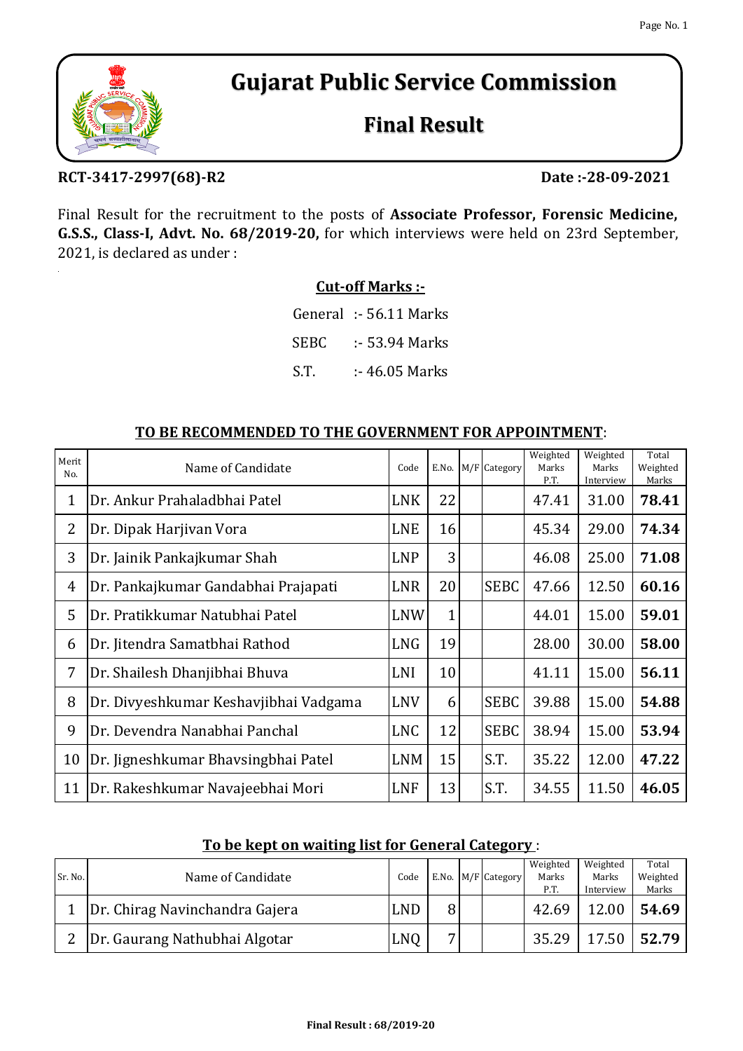# Gujarat Public Service Commission

## Final Result

**RCT-3417-2997(68)-R2** **Date :-28-09-2021**

Final Result for the recruitment to the posts of **Associate Professor, Forensic Medicine, G.S.S., Class-I, Advt. No. 68/2019-20,** for which interviews were held on 23rd September, 2021, is declared as under :

**Cut-off Marks :-**

General :- 56.11 Marks

SEBC :- 53.94 Marks

S.T. :- 46.05 Marks

**TO BE RECOMMENDED TO THE GOVERNMENT FOR APPOINTMENT**:

| Merit No. | Name of Candidate | Code | E.No. | M/F | Category | Weighted Marks P.T. | Weighted Marks Interview | Total Weighted Marks |
|---|---|---|---|---|---|---|---|---|
| 1 | Dr. Ankur Prahaladbhai Patel | LNK | 22 | | | 47.41 | 31.00 | **78.41** |
| 2 | Dr. Dipak Harjivan Vora | LNE | 16 | | | 45.34 | 29.00 | **74.34** |
| 3 | Dr. Jainik Pankajkumar Shah | LNP | 3 | | | 46.08 | 25.00 | **71.08** |
| 4 | Dr. Pankajkumar Gandabhai Prajapati | LNR | 20 | | SEBC | 47.66 | 12.50 | **60.16** |
| 5 | Dr. Pratikkumar Natubhai Patel | LNW | 1 | | | 44.01 | 15.00 | **59.01** |
| 6 | Dr. Jitendra Samatbhai Rathod | LNG | 19 | | | 28.00 | 30.00 | **58.00** |
| 7 | Dr. Shailesh Dhanjibhai Bhuva | LNI | 10 | | | 41.11 | 15.00 | **56.11** |
| 8 | Dr. Divyeshkumar Keshavjibhai Vadgama | LNV | 6 | | SEBC | 39.88 | 15.00 | **54.88** |
| 9 | Dr. Devendra Nanabhai Panchal | LNC | 12 | | SEBC | 38.94 | 15.00 | **53.94** |
| 10 | Dr. Jigneshkumar Bhavsingbhai Patel | LNM | 15 | | S.T. | 35.22 | 12.00 | **47.22** |
| 11 | Dr. Rakeshkumar Navajeebhai Mori | LNF | 13 | | S.T. | 34.55 | 11.50 | **46.05** |

**To be kept on waiting list for General Category** :

| Sr. No. | Name of Candidate | Code | E.No. | M/F | Category | Weighted Marks P.T. | Weighted Marks Interview | Total Weighted Marks |
|---|---|---|---|---|---|---|---|---|
| 1 | Dr. Chirag Navinchandra Gajera | LND | 8 | | | 42.69 | 12.00 | **54.69** |
| 2 | Dr. Gaurang Nathubhai Algotar | LNQ | 7 | | | 35.29 | 17.50 | **52.79** |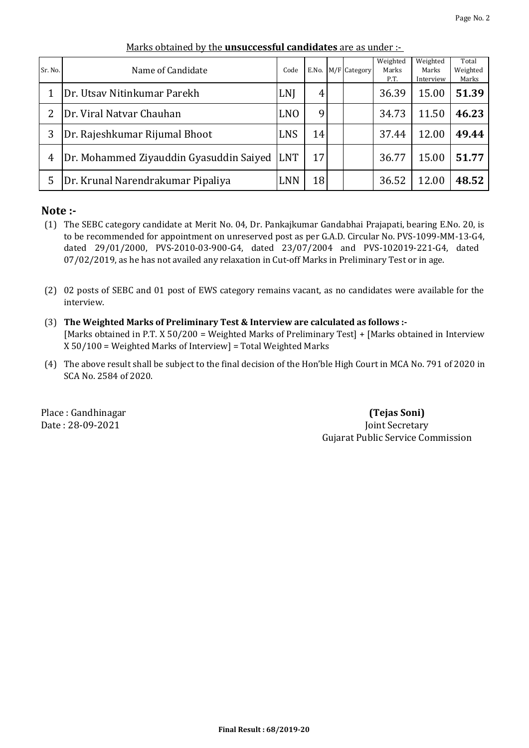Marks obtained by the **unsuccessful candidates** are as under :-

| Sr. No. | Name of Candidate | Code | E.No. | M/F | Category | Weighted Marks P.T. | Weighted Marks Interview | Total Weighted Marks |
|---|---|---|---|---|---|---|---|---|
| 1 | Dr. Utsav Nitinkumar Parekh | LNJ | 4 | | | 36.39 | 15.00 | **51.39** |
| 2 | Dr. Viral Natvar Chauhan | LNO | 9 | | | 34.73 | 11.50 | **46.23** |
| 3 | Dr. Rajeshkumar Rijumal Bhoot | LNS | 14 | | | 37.44 | 12.00 | **49.44** |
| 4 | Dr. Mohammed Ziyauddin Gyasuddin Saiyed | LNT | 17 | | | 36.77 | 15.00 | **51.77** |
| 5 | Dr. Krunal Narendrakumar Pipaliya | LNN | 18 | | | 36.52 | 12.00 | **48.52** |

## Note :-

(1) The SEBC category candidate at Merit No. 04, Dr. Pankajkumar Gandabhai Prajapati, bearing E.No. 20, is to be recommended for appointment on unreserved post as per G.A.D. Circular No. PVS-1099-MM-13-G4, dated 29/01/2000, PVS-2010-03-900-G4, dated 23/07/2004 and PVS-102019-221-G4, dated 07/02/2019, as he has not availed any relaxation in Cut-off Marks in Preliminary Test or in age.

(2) 02 posts of SEBC and 01 post of EWS category remains vacant, as no candidates were available for the interview.

(3) **The Weighted Marks of Preliminary Test & Interview are calculated as follows :-**
[Marks obtained in P.T. X 50/200 = Weighted Marks of Preliminary Test] + [Marks obtained in Interview X 50/100 = Weighted Marks of Interview] = Total Weighted Marks

(4) The above result shall be subject to the final decision of the Hon'ble High Court in MCA No. 791 of 2020 in SCA No. 2584 of 2020.

Place : Gandhinagar
Date : 28-09-2021

**(Tejas Soni)**
Joint Secretary
Gujarat Public Service Commission

**Final Result : 68/2019-20**